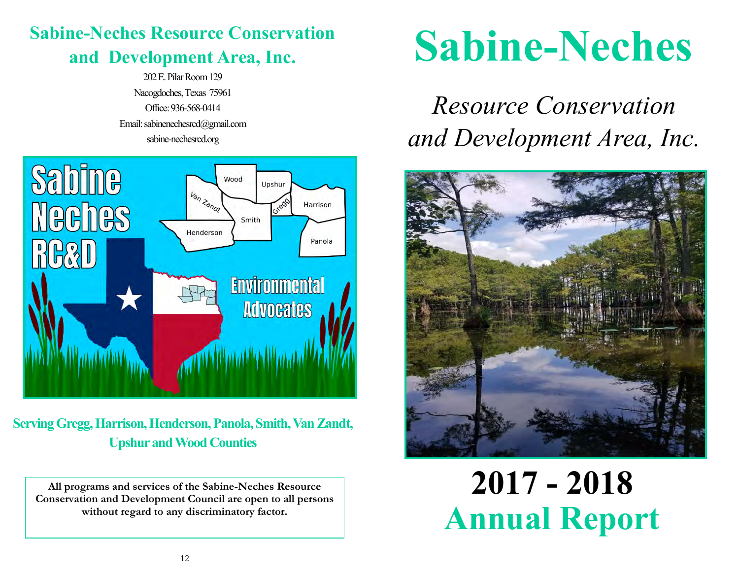## Sabine-Neches Resource Conservation and Development Area, Inc.

202 E. Pilar Room 129
Nacogdoches, Texas 75961
Office: 936-568-0414
Email: sabinenechesrcd@gmail.com
sabine-nechesrcd.org

**Serving Gregg, Harrison, Henderson, Panola, Smith, Van Zandt, Upshur and Wood Counties**

**All programs and services of the Sabine-Neches Resource Conservation and Development Council are open to all persons without regard to any discriminatory factor.**

# Sabine-Neches

## *Resource Conservation and Development Area, Inc.*

# 2017 - 2018 Annual Report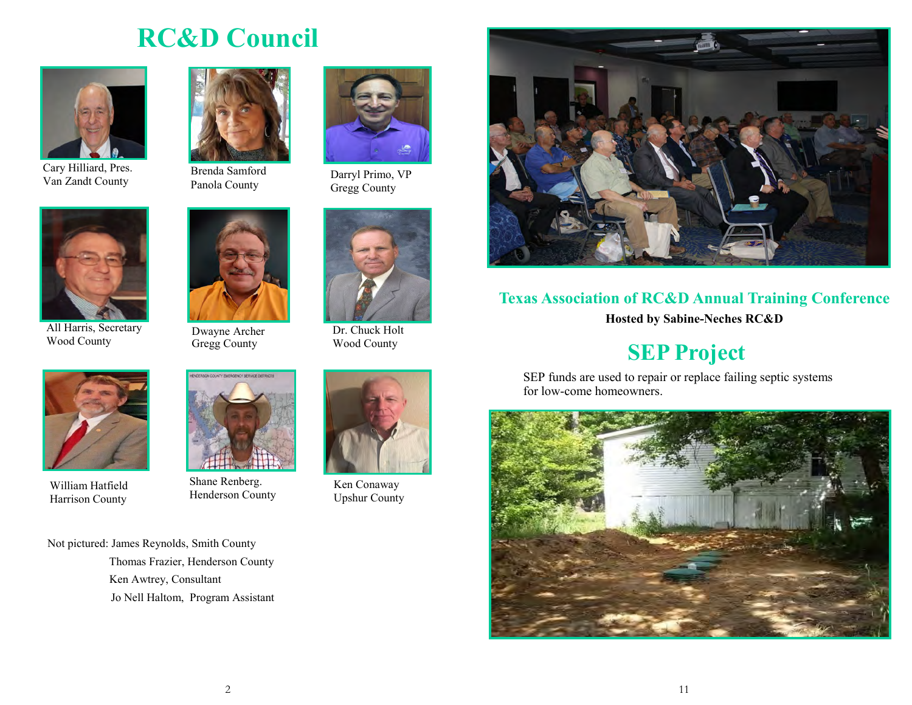# RC&D Council

Cary Hilliard, Pres.
Van Zandt County

Brenda Samford
Panola County

Darryl Primo, VP
Gregg County

All Harris, Secretary
Wood County

Dwayne Archer
Gregg County

Dr. Chuck Holt
Wood County

William Hatfield
Harrison County

Shane Renberg.
Henderson County

Ken Conaway
Upshur County

Not pictured: James Reynolds, Smith County
Thomas Frazier, Henderson County
Ken Awtrey, Consultant
Jo Nell Haltom, Program Assistant

## Texas Association of RC&D Annual Training Conference

**Hosted by Sabine-Neches RC&D**

# SEP Project

SEP funds are used to repair or replace failing septic systems for low-come homeowners.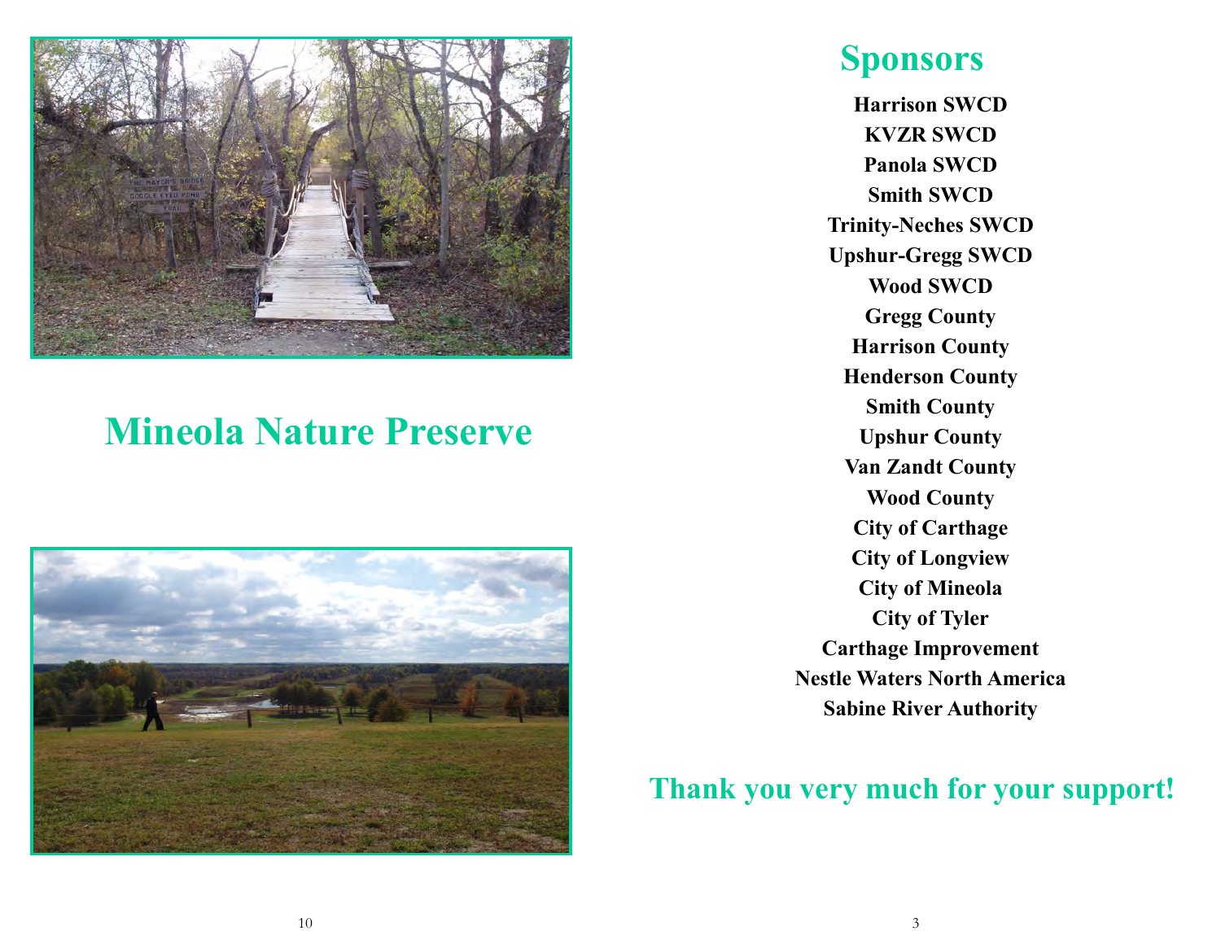# Mineola Nature Preserve

## Sponsors

**Harrison SWCD**
**KVZR SWCD**
**Panola SWCD**
**Smith SWCD**
**Trinity-Neches SWCD**
**Upshur-Gregg SWCD**
**Wood SWCD**
**Gregg County**
**Harrison County**
**Henderson County**
**Smith County**
**Upshur County**
**Van Zandt County**
**Wood County**
**City of Carthage**
**City of Longview**
**City of Mineola**
**City of Tyler**
**Carthage Improvement**
**Nestle Waters North America**
**Sabine River Authority**

## Thank you very much for your support!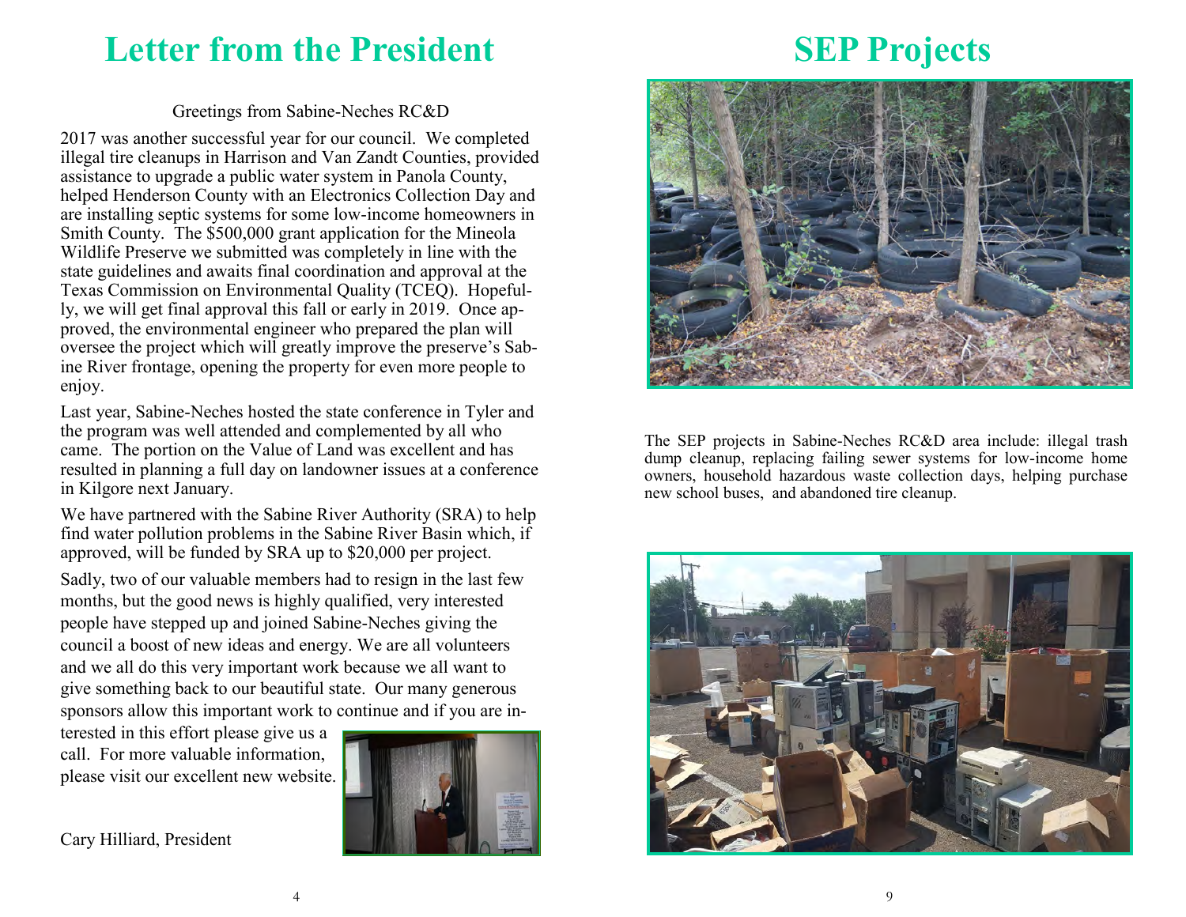# Letter from the President

Greetings from Sabine-Neches RC&D

2017 was another successful year for our council. We completed illegal tire cleanups in Harrison and Van Zandt Counties, provided assistance to upgrade a public water system in Panola County, helped Henderson County with an Electronics Collection Day and are installing septic systems for some low-income homeowners in Smith County. The $500,000 grant application for the Mineola Wildlife Preserve we submitted was completely in line with the state guidelines and awaits final coordination and approval at the Texas Commission on Environmental Quality (TCEQ). Hopefully, we will get final approval this fall or early in 2019. Once approved, the environmental engineer who prepared the plan will oversee the project which will greatly improve the preserve's Sabine River frontage, opening the property for even more people to enjoy.

Last year, Sabine-Neches hosted the state conference in Tyler and the program was well attended and complemented by all who came. The portion on the Value of Land was excellent and has resulted in planning a full day on landowner issues at a conference in Kilgore next January.

We have partnered with the Sabine River Authority (SRA) to help find water pollution problems in the Sabine River Basin which, if approved, will be funded by SRA up to $20,000 per project.

Sadly, two of our valuable members had to resign in the last few months, but the good news is highly qualified, very interested people have stepped up and joined Sabine-Neches giving the council a boost of new ideas and energy. We are all volunteers and we all do this very important work because we all want to give something back to our beautiful state. Our many generous sponsors allow this important work to continue and if you are interested in this effort please give us a call. For more valuable information, please visit our excellent new website.

Cary Hilliard, President

# SEP Projects

The SEP projects in Sabine-Neches RC&D area include: illegal trash dump cleanup, replacing failing sewer systems for low-income home owners, household hazardous waste collection days, helping purchase new school buses, and abandoned tire cleanup.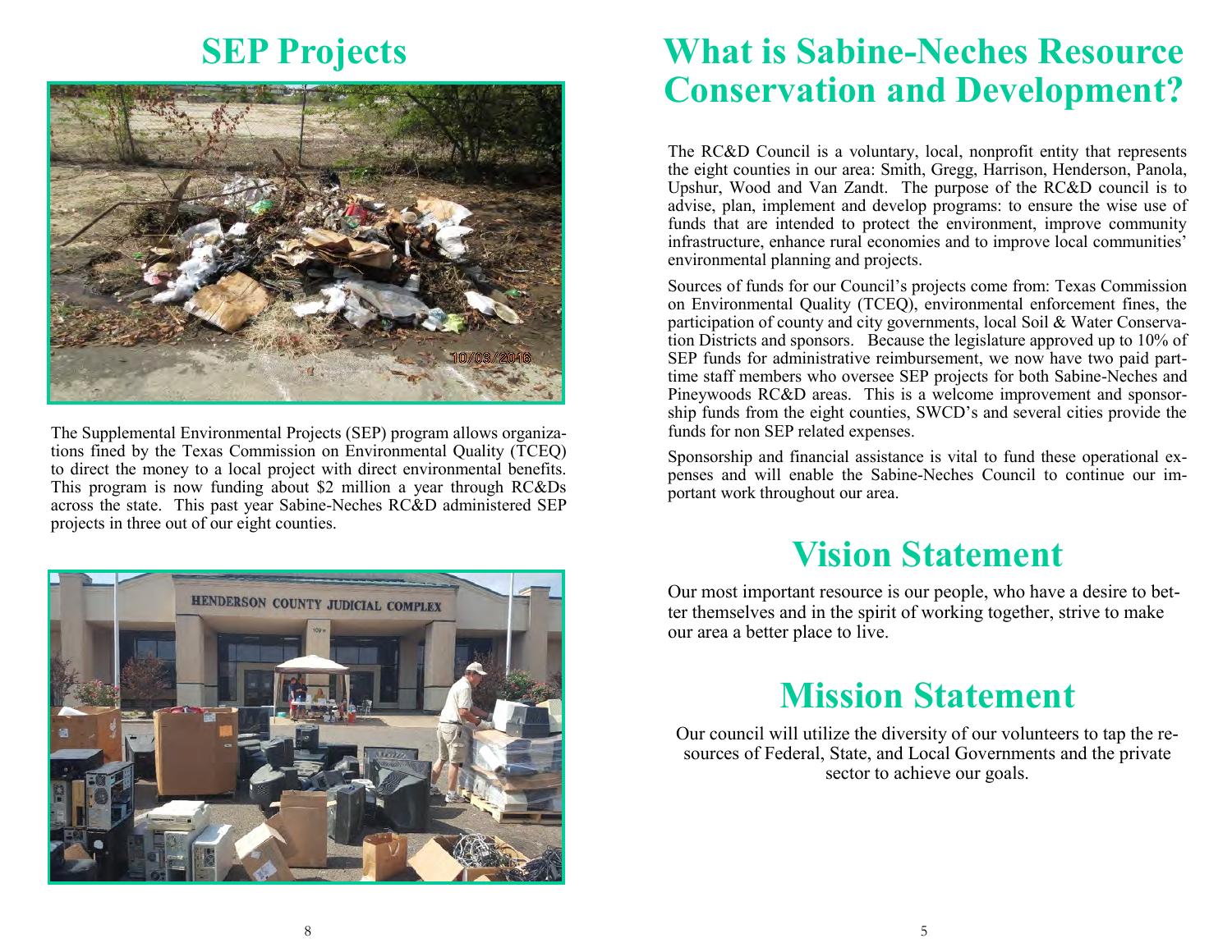# SEP Projects

The Supplemental Environmental Projects (SEP) program allows organizations fined by the Texas Commission on Environmental Quality (TCEQ) to direct the money to a local project with direct environmental benefits. This program is now funding about $2 million a year through RC&Ds across the state. This past year Sabine-Neches RC&D administered SEP projects in three out of our eight counties.

# What is Sabine-Neches Resource Conservation and Development?

The RC&D Council is a voluntary, local, nonprofit entity that represents the eight counties in our area: Smith, Gregg, Harrison, Henderson, Panola, Upshur, Wood and Van Zandt. The purpose of the RC&D council is to advise, plan, implement and develop programs: to ensure the wise use of funds that are intended to protect the environment, improve community infrastructure, enhance rural economies and to improve local communities' environmental planning and projects.

Sources of funds for our Council's projects come from: Texas Commission on Environmental Quality (TCEQ), environmental enforcement fines, the participation of county and city governments, local Soil & Water Conservation Districts and sponsors. Because the legislature approved up to 10% of SEP funds for administrative reimbursement, we now have two paid part-time staff members who oversee SEP projects for both Sabine-Neches and Pineywoods RC&D areas. This is a welcome improvement and sponsorship funds from the eight counties, SWCD's and several cities provide the funds for non SEP related expenses.

Sponsorship and financial assistance is vital to fund these operational expenses and will enable the Sabine-Neches Council to continue our important work throughout our area.

# Vision Statement

Our most important resource is our people, who have a desire to better themselves and in the spirit of working together, strive to make our area a better place to live.

# Mission Statement

Our council will utilize the diversity of our volunteers to tap the resources of Federal, State, and Local Governments and the private sector to achieve our goals.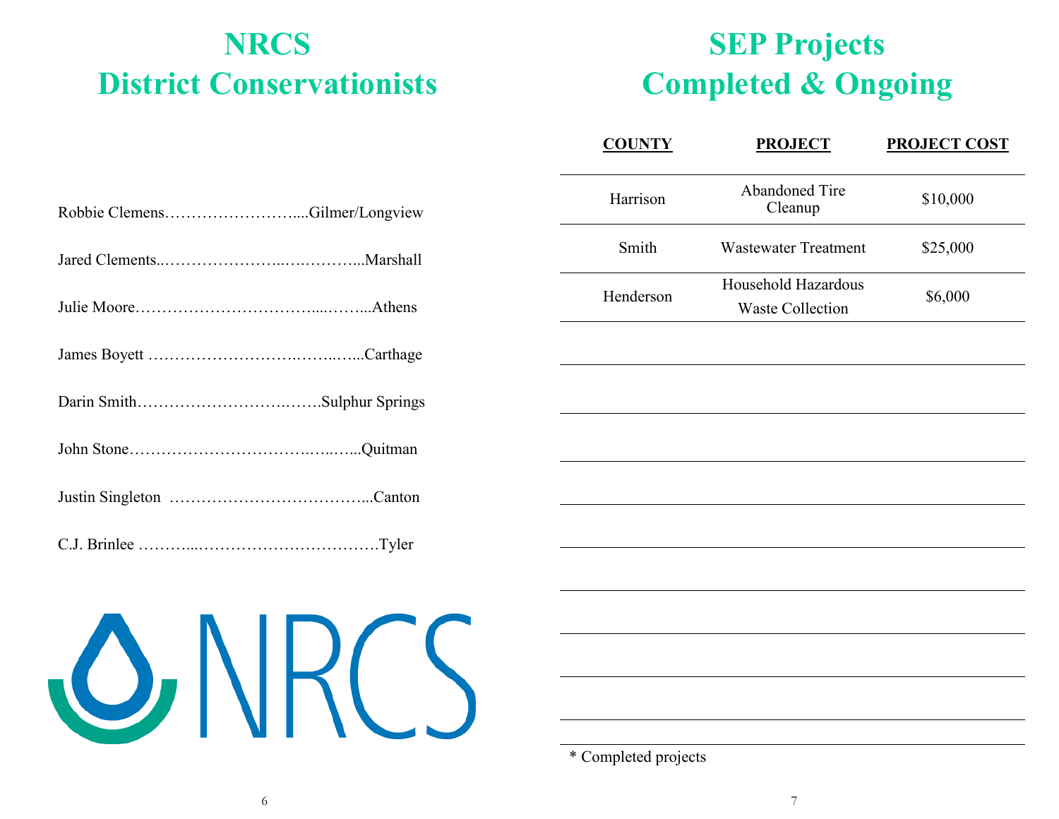# NRCS District Conservationists

Robbie Clemens……………………....Gilmer/Longview

Jared Clements..…………………..….………...Marshall

Julie Moore……………………………....……...Athens

James Boyett …………………….……..…...Carthage

Darin Smith……………………….…….Sulphur Springs

John Stone…………………………..…..…...Quitman

Justin Singleton ………………………………...Canton

C.J. Brinlee ………...…………………………….Tyler

NRCS

# SEP Projects Completed & Ongoing

| COUNTY | PROJECT | PROJECT COST |
|---|---|---|
| Harrison | Abandoned Tire Cleanup | $10,000 |
| Smith | Wastewater Treatment | $25,000 |
| Henderson | Household Hazardous Waste Collection | $6,000 |
| | | |
| | | |
| | | |
| | | |
| | | |
| | | |
| | | |
| | | |
| | | |

\* Completed projects